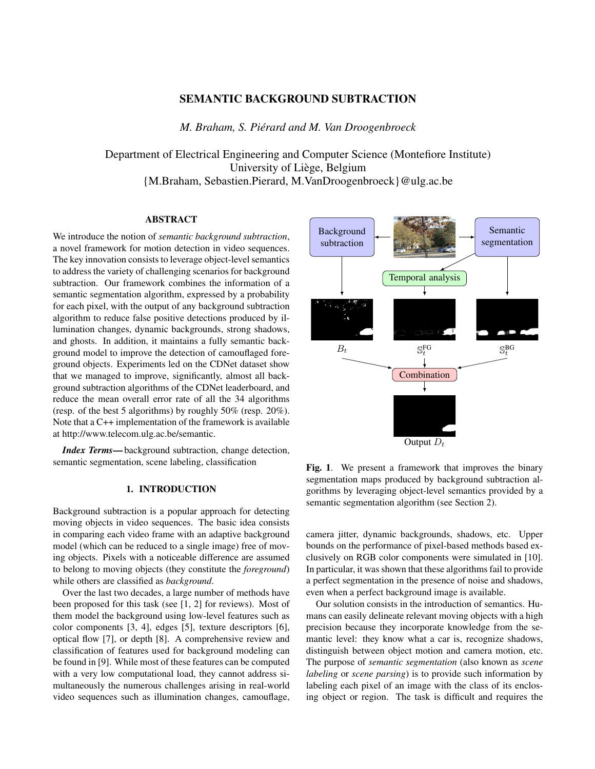# SEMANTIC BACKGROUND SUBTRACTION

*M. Braham, S. Piérard and M. Van Droogenbroeck*

Department of Electrical Engineering and Computer Science (Montefiore Institute)
University of Liège, Belgium
{M.Braham, Sebastien.Pierard, M.VanDroogenbroeck}@ulg.ac.be

## ABSTRACT

We introduce the notion of *semantic background subtraction*, a novel framework for motion detection in video sequences. The key innovation consists to leverage object-level semantics to address the variety of challenging scenarios for background subtraction. Our framework combines the information of a semantic segmentation algorithm, expressed by a probability for each pixel, with the output of any background subtraction algorithm to reduce false positive detections produced by illumination changes, dynamic backgrounds, strong shadows, and ghosts. In addition, it maintains a fully semantic background model to improve the detection of camouflaged foreground objects. Experiments led on the CDNet dataset show that we managed to improve, significantly, almost all background subtraction algorithms of the CDNet leaderboard, and reduce the mean overall error rate of all the 34 algorithms (resp. of the best 5 algorithms) by roughly 50% (resp. 20%). Note that a C++ implementation of the framework is available at http://www.telecom.ulg.ac.be/semantic.

***Index Terms***— background subtraction, change detection, semantic segmentation, scene labeling, classification

**Fig. 1**. We present a framework that improves the binary segmentation maps produced by background subtraction algorithms by leveraging object-level semantics provided by a semantic segmentation algorithm (see Section 2).

## 1. INTRODUCTION

Background subtraction is a popular approach for detecting moving objects in video sequences. The basic idea consists in comparing each video frame with an adaptive background model (which can be reduced to a single image) free of moving objects. Pixels with a noticeable difference are assumed to belong to moving objects (they constitute the *foreground*) while others are classified as *background*.

Over the last two decades, a large number of methods have been proposed for this task (see [1, 2] for reviews). Most of them model the background using low-level features such as color components [3, 4], edges [5], texture descriptors [6], optical flow [7], or depth [8]. A comprehensive review and classification of features used for background modeling can be found in [9]. While most of these features can be computed with a very low computational load, they cannot address simultaneously the numerous challenges arising in real-world video sequences such as illumination changes, camouflage, camera jitter, dynamic backgrounds, shadows, etc. Upper bounds on the performance of pixel-based methods based exclusively on RGB color components were simulated in [10]. In particular, it was shown that these algorithms fail to provide a perfect segmentation in the presence of noise and shadows, even when a perfect background image is available.

Our solution consists in the introduction of semantics. Humans can easily delineate relevant moving objects with a high precision because they incorporate knowledge from the semantic level: they know what a car is, recognize shadows, distinguish between object motion and camera motion, etc. The purpose of *semantic segmentation* (also known as *scene labeling* or *scene parsing*) is to provide such information by labeling each pixel of an image with the class of its enclosing object or region. The task is difficult and requires the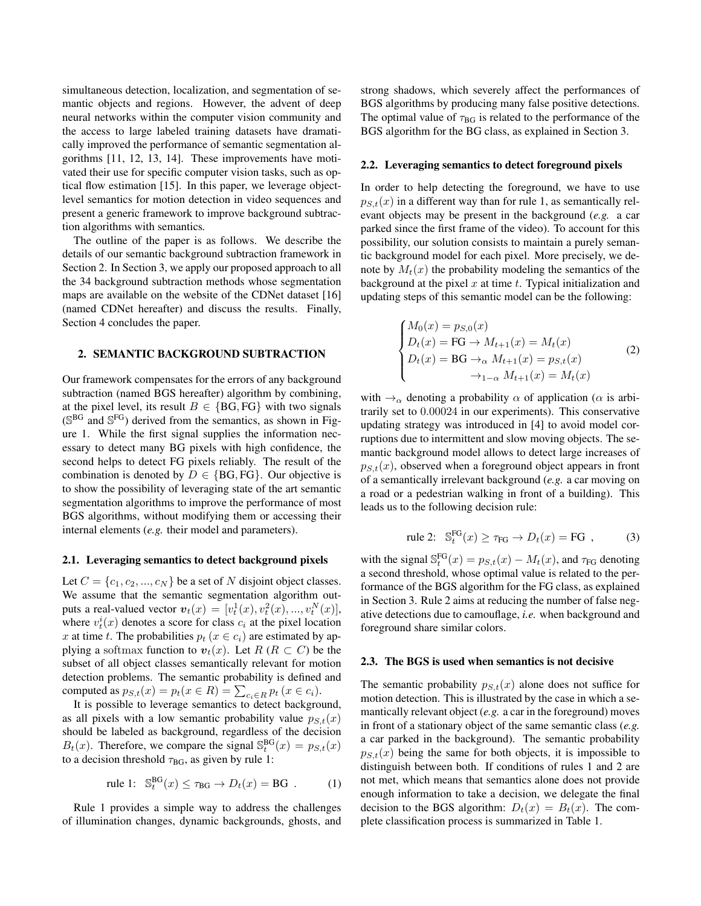simultaneous detection, localization, and segmentation of semantic objects and regions. However, the advent of deep neural networks within the computer vision community and the access to large labeled training datasets have dramatically improved the performance of semantic segmentation algorithms [11, 12, 13, 14]. These improvements have motivated their use for specific computer vision tasks, such as optical flow estimation [15]. In this paper, we leverage object-level semantics for motion detection in video sequences and present a generic framework to improve background subtraction algorithms with semantics.

The outline of the paper is as follows. We describe the details of our semantic background subtraction framework in Section 2. In Section 3, we apply our proposed approach to all the 34 background subtraction methods whose segmentation maps are available on the website of the CDNet dataset [16] (named CDNet hereafter) and discuss the results. Finally, Section 4 concludes the paper.

## 2. SEMANTIC BACKGROUND SUBTRACTION

Our framework compensates for the errors of any background subtraction (named BGS hereafter) algorithm by combining, at the pixel level, its result $B \in \{\text{BG}, \text{FG}\}$ with two signals ($\mathbb{S}^{\text{BG}}$ and $\mathbb{S}^{\text{FG}}$) derived from the semantics, as shown in Figure 1. While the first signal supplies the information necessary to detect many BG pixels with high confidence, the second helps to detect FG pixels reliably. The result of the combination is denoted by $D \in \{\text{BG}, \text{FG}\}$. Our objective is to show the possibility of leveraging state of the art semantic segmentation algorithms to improve the performance of most BGS algorithms, without modifying them or accessing their internal elements (*e.g.* their model and parameters).

### 2.1. Leveraging semantics to detect background pixels

Let $C = \{c_1, c_2, ..., c_N\}$ be a set of $N$ disjoint object classes. We assume that the semantic segmentation algorithm outputs a real-valued vector $\boldsymbol{v}_t(x) = [v_t^1(x), v_t^2(x), ..., v_t^N(x)]$, where $v_t^i(x)$ denotes a score for class $c_i$ at the pixel location $x$ at time $t$. The probabilities $p_t\,(x \in c_i)$ are estimated by applying a $\mathrm{softmax}$ function to $\boldsymbol{v}_t(x)$. Let $R$ ($R \subset C$) be the subset of all object classes semantically relevant for motion detection problems. The semantic probability is defined and computed as $p_{S,t}(x) = p_t(x \in R) = \sum_{c_i \in R} p_t\,(x \in c_i)$.

It is possible to leverage semantics to detect background, as all pixels with a low semantic probability value $p_{S,t}(x)$ should be labeled as background, regardless of the decision $B_t(x)$. Therefore, we compare the signal $\mathbb{S}_t^{\text{BG}}(x) = p_{S,t}(x)$ to a decision threshold $\tau_{\text{BG}}$, as given by rule 1:

$$\text{rule 1:}\quad \mathbb{S}_t^{\text{BG}}(x) \leq \tau_{\text{BG}} \rightarrow D_t(x) = \text{BG}\ . \tag{1}$$

Rule 1 provides a simple way to address the challenges of illumination changes, dynamic backgrounds, ghosts, and strong shadows, which severely affect the performances of BGS algorithms by producing many false positive detections. The optimal value of $\tau_{\text{BG}}$ is related to the performance of the BGS algorithm for the BG class, as explained in Section 3.

### 2.2. Leveraging semantics to detect foreground pixels

In order to help detecting the foreground, we have to use $p_{S,t}(x)$ in a different way than for rule 1, as semantically relevant objects may be present in the background (*e.g.* a car parked since the first frame of the video). To account for this possibility, our solution consists to maintain a purely semantic background model for each pixel. More precisely, we denote by $M_t(x)$ the probability modeling the semantics of the background at the pixel $x$ at time $t$. Typical initialization and updating steps of this semantic model can be the following:

$$\begin{cases} M_0(x) = p_{S,0}(x) \\ D_t(x) = \text{FG} \rightarrow M_{t+1}(x) = M_t(x) \\ D_t(x) = \text{BG} \rightarrow_{\alpha} M_{t+1}(x) = p_{S,t}(x) \\ \qquad\qquad\quad\ \rightarrow_{1-\alpha} M_{t+1}(x) = M_t(x) \end{cases} \tag{2}$$

with $\rightarrow_{\alpha}$ denoting a probability $\alpha$ of application ($\alpha$ is arbitrarily set to $0.00024$ in our experiments). This conservative updating strategy was introduced in [4] to avoid model corruptions due to intermittent and slow moving objects. The semantic background model allows to detect large increases of $p_{S,t}(x)$, observed when a foreground object appears in front of a semantically irrelevant background (*e.g.* a car moving on a road or a pedestrian walking in front of a building). This leads us to the following decision rule:

$$\text{rule 2:}\quad \mathbb{S}_t^{\text{FG}}(x) \geq \tau_{\text{FG}} \rightarrow D_t(x) = \text{FG}\ , \tag{3}$$

with the signal $\mathbb{S}_t^{\text{FG}}(x) = p_{S,t}(x) - M_t(x)$, and $\tau_{\text{FG}}$ denoting a second threshold, whose optimal value is related to the performance of the BGS algorithm for the FG class, as explained in Section 3. Rule 2 aims at reducing the number of false negative detections due to camouflage, *i.e.* when background and foreground share similar colors.

### 2.3. The BGS is used when semantics is not decisive

The semantic probability $p_{S,t}(x)$ alone does not suffice for motion detection. This is illustrated by the case in which a semantically relevant object (*e.g.* a car in the foreground) moves in front of a stationary object of the same semantic class (*e.g.* a car parked in the background). The semantic probability $p_{S,t}(x)$ being the same for both objects, it is impossible to distinguish between both. If conditions of rules 1 and 2 are not met, which means that semantics alone does not provide enough information to take a decision, we delegate the final decision to the BGS algorithm: $D_t(x) = B_t(x)$. The complete classification process is summarized in Table 1.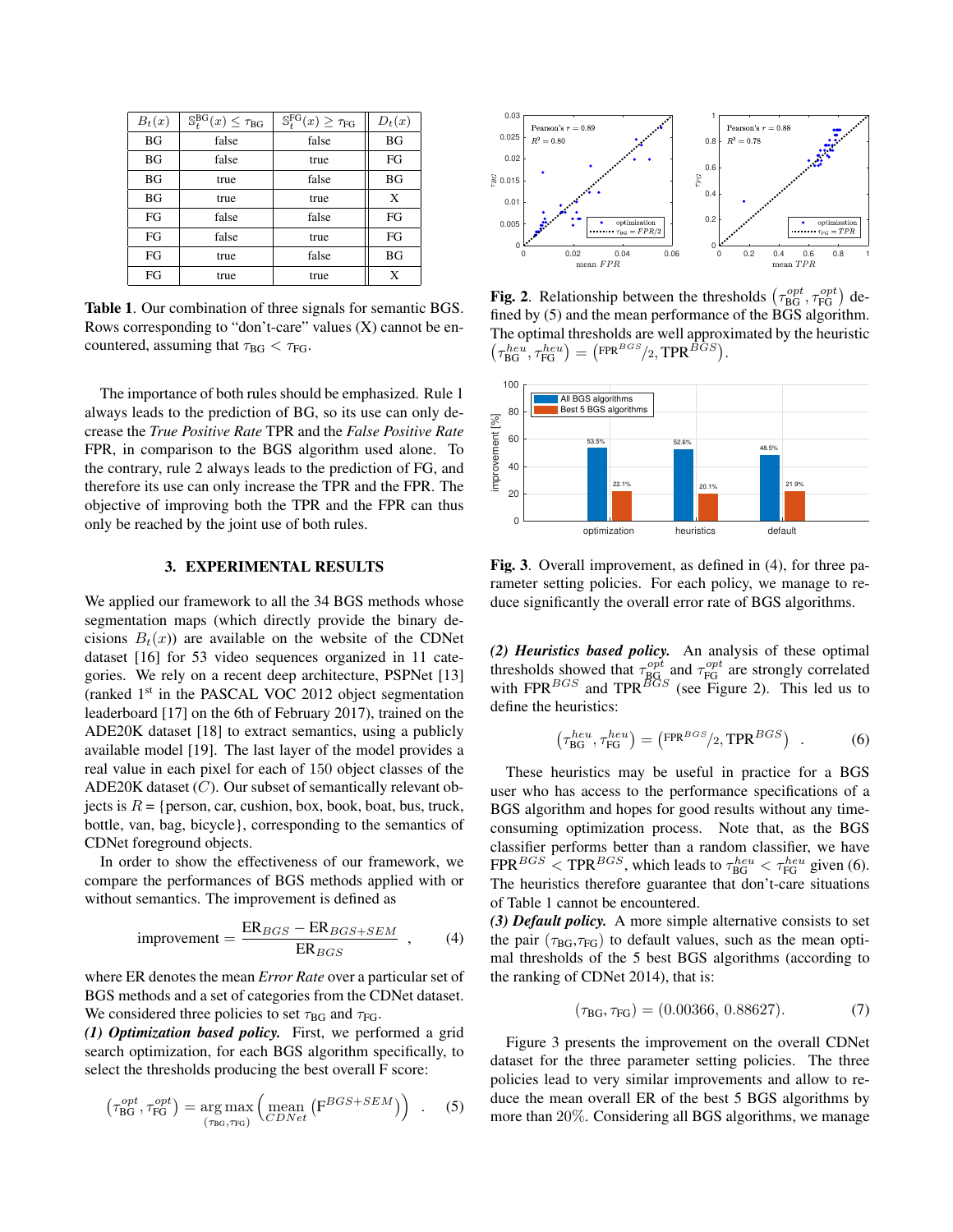| $B_t(x)$ | $\mathbb{S}_t^{\text{BG}}(x) \leq \tau_{\text{BG}}$ | $\mathbb{S}_t^{\text{FG}}(x) \geq \tau_{\text{FG}}$ | $D_t(x)$ |
|---|---|---|---|
| BG | false | false | BG |
| BG | false | true | FG |
| BG | true | false | BG |
| BG | true | true | X |
| FG | false | false | FG |
| FG | false | true | FG |
| FG | true | false | BG |
| FG | true | true | X |

**Table 1**. Our combination of three signals for semantic BGS. Rows corresponding to "don't-care" values (X) cannot be encountered, assuming that $\tau_{\text{BG}} < \tau_{\text{FG}}$.

The importance of both rules should be emphasized. Rule 1 always leads to the prediction of BG, so its use can only decrease the *True Positive Rate* TPR and the *False Positive Rate* FPR, in comparison to the BGS algorithm used alone. To the contrary, rule 2 always leads to the prediction of FG, and therefore its use can only increase the TPR and the FPR. The objective of improving both the TPR and the FPR can thus only be reached by the joint use of both rules.

## 3. EXPERIMENTAL RESULTS

We applied our framework to all the 34 BGS methods whose segmentation maps (which directly provide the binary decisions $B_t(x)$) are available on the website of the CDNet dataset [16] for 53 video sequences organized in 11 categories. We rely on a recent deep architecture, PSPNet [13] (ranked 1st in the PASCAL VOC 2012 object segmentation leaderboard [17] on the 6th of February 2017), trained on the ADE20K dataset [18] to extract semantics, using a publicly available model [19]. The last layer of the model provides a real value in each pixel for each of 150 object classes of the ADE20K dataset ($C$). Our subset of semantically relevant objects is $R$ = {person, car, cushion, box, book, boat, bus, truck, bottle, van, bag, bicycle}, corresponding to the semantics of CDNet foreground objects.

In order to show the effectiveness of our framework, we compare the performances of BGS methods applied with or without semantics. The improvement is defined as

$$\text{improvement} = \frac{\text{ER}_{BGS} - \text{ER}_{BGS+SEM}}{\text{ER}_{BGS}} \quad , \tag{4}$$

where ER denotes the mean *Error Rate* over a particular set of BGS methods and a set of categories from the CDNet dataset. We considered three policies to set $\tau_{\text{BG}}$ and $\tau_{\text{FG}}$.

***(1) Optimization based policy.*** First, we performed a grid search optimization, for each BGS algorithm specifically, to select the thresholds producing the best overall F score:

$$\left(\tau_{\text{BG}}^{opt}, \tau_{\text{FG}}^{opt}\right) = \underset{(\tau_{\text{BG}}, \tau_{\text{FG}})}{\arg\max} \left( \underset{CDNet}{\text{mean}} \left( \text{F}^{BGS+SEM} \right) \right) \quad . \tag{5}$$

**Fig. 2**. Relationship between the thresholds $\left(\tau_{\text{BG}}^{opt}, \tau_{\text{FG}}^{opt}\right)$ defined by (5) and the mean performance of the BGS algorithm. The optimal thresholds are well approximated by the heuristic $\left(\tau_{\text{BG}}^{heu}, \tau_{\text{FG}}^{heu}\right) = \left(\text{FPR}^{BGS}/2, \text{TPR}^{BGS}\right)$.

**Fig. 3**. Overall improvement, as defined in (4), for three parameter setting policies. For each policy, we manage to reduce significantly the overall error rate of BGS algorithms.

***(2) Heuristics based policy.*** An analysis of these optimal thresholds showed that $\tau_{\text{BG}}^{opt}$ and $\tau_{\text{FG}}^{opt}$ are strongly correlated with $\text{FPR}^{BGS}$ and $\text{TPR}^{BGS}$ (see Figure 2). This led us to define the heuristics:

$$\left(\tau_{\text{BG}}^{heu}, \tau_{\text{FG}}^{heu}\right) = \left(\text{FPR}^{BGS}/2, \text{TPR}^{BGS}\right) \quad . \tag{6}$$

These heuristics may be useful in practice for a BGS user who has access to the performance specifications of a BGS algorithm and hopes for good results without any time-consuming optimization process. Note that, as the BGS classifier performs better than a random classifier, we have $\text{FPR}^{BGS} < \text{TPR}^{BGS}$, which leads to $\tau_{\text{BG}}^{heu} < \tau_{\text{FG}}^{heu}$ given (6). The heuristics therefore guarantee that don't-care situations of Table 1 cannot be encountered.

***(3) Default policy.*** A more simple alternative consists to set the pair ($\tau_{\text{BG}}$,$\tau_{\text{FG}}$) to default values, such as the mean optimal thresholds of the 5 best BGS algorithms (according to the ranking of CDNet 2014), that is:

$$(\tau_{\text{BG}}, \tau_{\text{FG}}) = (0.00366, 0.88627). \tag{7}$$

Figure 3 presents the improvement on the overall CDNet dataset for the three parameter setting policies. The three policies lead to very similar improvements and allow to reduce the mean overall ER of the best 5 BGS algorithms by more than 20%. Considering all BGS algorithms, we manage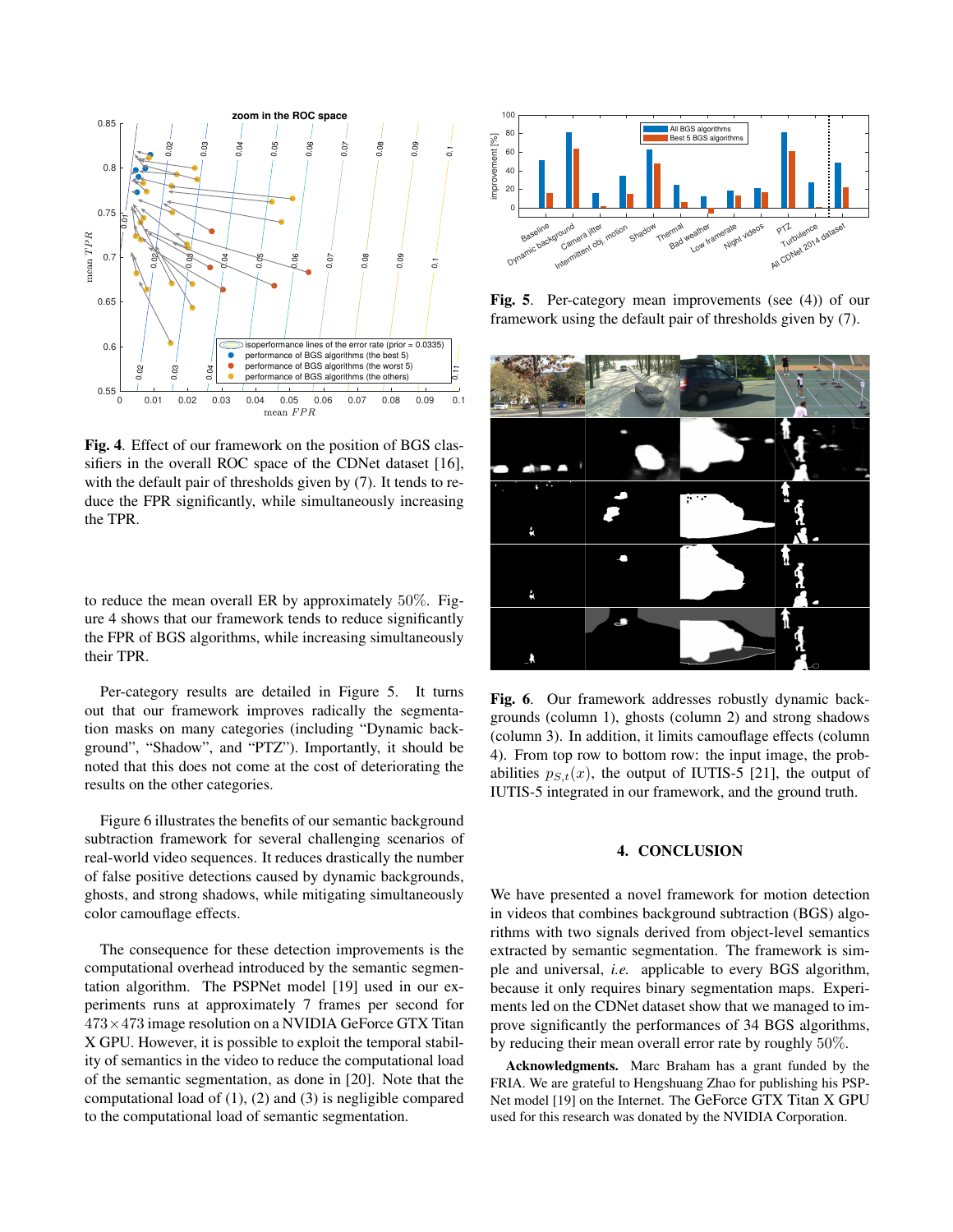**Fig. 4**. Effect of our framework on the position of BGS classifiers in the overall ROC space of the CDNet dataset [16], with the default pair of thresholds given by (7). It tends to reduce the FPR significantly, while simultaneously increasing the TPR.

to reduce the mean overall ER by approximately 50%. Figure 4 shows that our framework tends to reduce significantly the FPR of BGS algorithms, while increasing simultaneously their TPR.

Per-category results are detailed in Figure 5. It turns out that our framework improves radically the segmentation masks on many categories (including "Dynamic background", "Shadow", and "PTZ"). Importantly, it should be noted that this does not come at the cost of deteriorating the results on the other categories.

Figure 6 illustrates the benefits of our semantic background subtraction framework for several challenging scenarios of real-world video sequences. It reduces drastically the number of false positive detections caused by dynamic backgrounds, ghosts, and strong shadows, while mitigating simultaneously color camouflage effects.

The consequence for these detection improvements is the computational overhead introduced by the semantic segmentation algorithm. The PSPNet model [19] used in our experiments runs at approximately 7 frames per second for $473 \times 473$ image resolution on a NVIDIA GeForce GTX Titan X GPU. However, it is possible to exploit the temporal stability of semantics in the video to reduce the computational load of the semantic segmentation, as done in [20]. Note that the computational load of (1), (2) and (3) is negligible compared to the computational load of semantic segmentation.

**Fig. 5**. Per-category mean improvements (see (4)) of our framework using the default pair of thresholds given by (7).

**Fig. 6**. Our framework addresses robustly dynamic backgrounds (column 1), ghosts (column 2) and strong shadows (column 3). In addition, it limits camouflage effects (column 4). From top row to bottom row: the input image, the probabilities $p_{S,t}(x)$, the output of IUTIS-5 [21], the output of IUTIS-5 integrated in our framework, and the ground truth.

## 4. CONCLUSION

We have presented a novel framework for motion detection in videos that combines background subtraction (BGS) algorithms with two signals derived from object-level semantics extracted by semantic segmentation. The framework is simple and universal, *i.e.* applicable to every BGS algorithm, because it only requires binary segmentation maps. Experiments led on the CDNet dataset show that we managed to improve significantly the performances of 34 BGS algorithms, by reducing their mean overall error rate by roughly 50%.

**Acknowledgments.** Marc Braham has a grant funded by the FRIA. We are grateful to Hengshuang Zhao for publishing his PSPNet model [19] on the Internet. The GeForce GTX Titan X GPU used for this research was donated by the NVIDIA Corporation.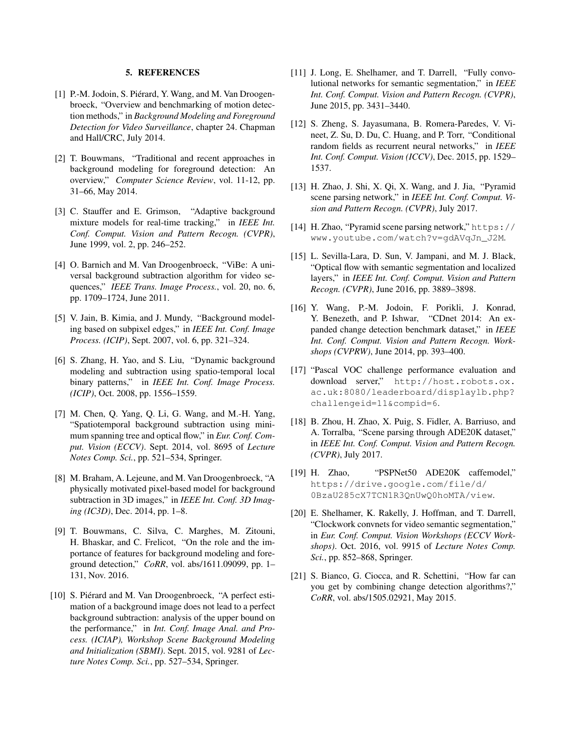## 5. REFERENCES

[1] P.-M. Jodoin, S. Piérard, Y. Wang, and M. Van Droogenbroeck, "Overview and benchmarking of motion detection methods," in *Background Modeling and Foreground Detection for Video Surveillance*, chapter 24. Chapman and Hall/CRC, July 2014.

[2] T. Bouwmans, "Traditional and recent approaches in background modeling for foreground detection: An overview," *Computer Science Review*, vol. 11-12, pp. 31–66, May 2014.

[3] C. Stauffer and E. Grimson, "Adaptive background mixture models for real-time tracking," in *IEEE Int. Conf. Comput. Vision and Pattern Recogn. (CVPR)*, June 1999, vol. 2, pp. 246–252.

[4] O. Barnich and M. Van Droogenbroeck, "ViBe: A universal background subtraction algorithm for video sequences," *IEEE Trans. Image Process.*, vol. 20, no. 6, pp. 1709–1724, June 2011.

[5] V. Jain, B. Kimia, and J. Mundy, "Background modeling based on subpixel edges," in *IEEE Int. Conf. Image Process. (ICIP)*, Sept. 2007, vol. 6, pp. 321–324.

[6] S. Zhang, H. Yao, and S. Liu, "Dynamic background modeling and subtraction using spatio-temporal local binary patterns," in *IEEE Int. Conf. Image Process. (ICIP)*, Oct. 2008, pp. 1556–1559.

[7] M. Chen, Q. Yang, Q. Li, G. Wang, and M.-H. Yang, "Spatiotemporal background subtraction using minimum spanning tree and optical flow," in *Eur. Conf. Comput. Vision (ECCV)*. Sept. 2014, vol. 8695 of *Lecture Notes Comp. Sci.*, pp. 521–534, Springer.

[8] M. Braham, A. Lejeune, and M. Van Droogenbroeck, "A physically motivated pixel-based model for background subtraction in 3D images," in *IEEE Int. Conf. 3D Imaging (IC3D)*, Dec. 2014, pp. 1–8.

[9] T. Bouwmans, C. Silva, C. Marghes, M. Zitouni, H. Bhaskar, and C. Frelicot, "On the role and the importance of features for background modeling and foreground detection," *CoRR*, vol. abs/1611.09099, pp. 1–131, Nov. 2016.

[10] S. Piérard and M. Van Droogenbroeck, "A perfect estimation of a background image does not lead to a perfect background subtraction: analysis of the upper bound on the performance," in *Int. Conf. Image Anal. and Process. (ICIAP), Workshop Scene Background Modeling and Initialization (SBMI)*. Sept. 2015, vol. 9281 of *Lecture Notes Comp. Sci.*, pp. 527–534, Springer.

[11] J. Long, E. Shelhamer, and T. Darrell, "Fully convolutional networks for semantic segmentation," in *IEEE Int. Conf. Comput. Vision and Pattern Recogn. (CVPR)*, June 2015, pp. 3431–3440.

[12] S. Zheng, S. Jayasumana, B. Romera-Paredes, V. Vineet, Z. Su, D. Du, C. Huang, and P. Torr, "Conditional random fields as recurrent neural networks," in *IEEE Int. Conf. Comput. Vision (ICCV)*, Dec. 2015, pp. 1529–1537.

[13] H. Zhao, J. Shi, X. Qi, X. Wang, and J. Jia, "Pyramid scene parsing network," in *IEEE Int. Conf. Comput. Vision and Pattern Recogn. (CVPR)*, July 2017.

[14] H. Zhao, "Pyramid scene parsing network," https://www.youtube.com/watch?v=gdAVqJn_J2M.

[15] L. Sevilla-Lara, D. Sun, V. Jampani, and M. J. Black, "Optical flow with semantic segmentation and localized layers," in *IEEE Int. Conf. Comput. Vision and Pattern Recogn. (CVPR)*, June 2016, pp. 3889–3898.

[16] Y. Wang, P.-M. Jodoin, F. Porikli, J. Konrad, Y. Benezeth, and P. Ishwar, "CDnet 2014: An expanded change detection benchmark dataset," in *IEEE Int. Conf. Comput. Vision and Pattern Recogn. Workshops (CVPRW)*, June 2014, pp. 393–400.

[17] "Pascal VOC challenge performance evaluation and download server," http://host.robots.ox.ac.uk:8080/leaderboard/displaylb.php?challengeid=11&compid=6.

[18] B. Zhou, H. Zhao, X. Puig, S. Fidler, A. Barriuso, and A. Torralba, "Scene parsing through ADE20K dataset," in *IEEE Int. Conf. Comput. Vision and Pattern Recogn. (CVPR)*, July 2017.

[19] H. Zhao, "PSPNet50 ADE20K caffemodel," https://drive.google.com/file/d/0BzaU285cX7TCN1R3QnUwQ0hoMTA/view.

[20] E. Shelhamer, K. Rakelly, J. Hoffman, and T. Darrell, "Clockwork convnets for video semantic segmentation," in *Eur. Conf. Comput. Vision Workshops (ECCV Workshops)*. Oct. 2016, vol. 9915 of *Lecture Notes Comp. Sci.*, pp. 852–868, Springer.

[21] S. Bianco, G. Ciocca, and R. Schettini, "How far can you get by combining change detection algorithms?," *CoRR*, vol. abs/1505.02921, May 2015.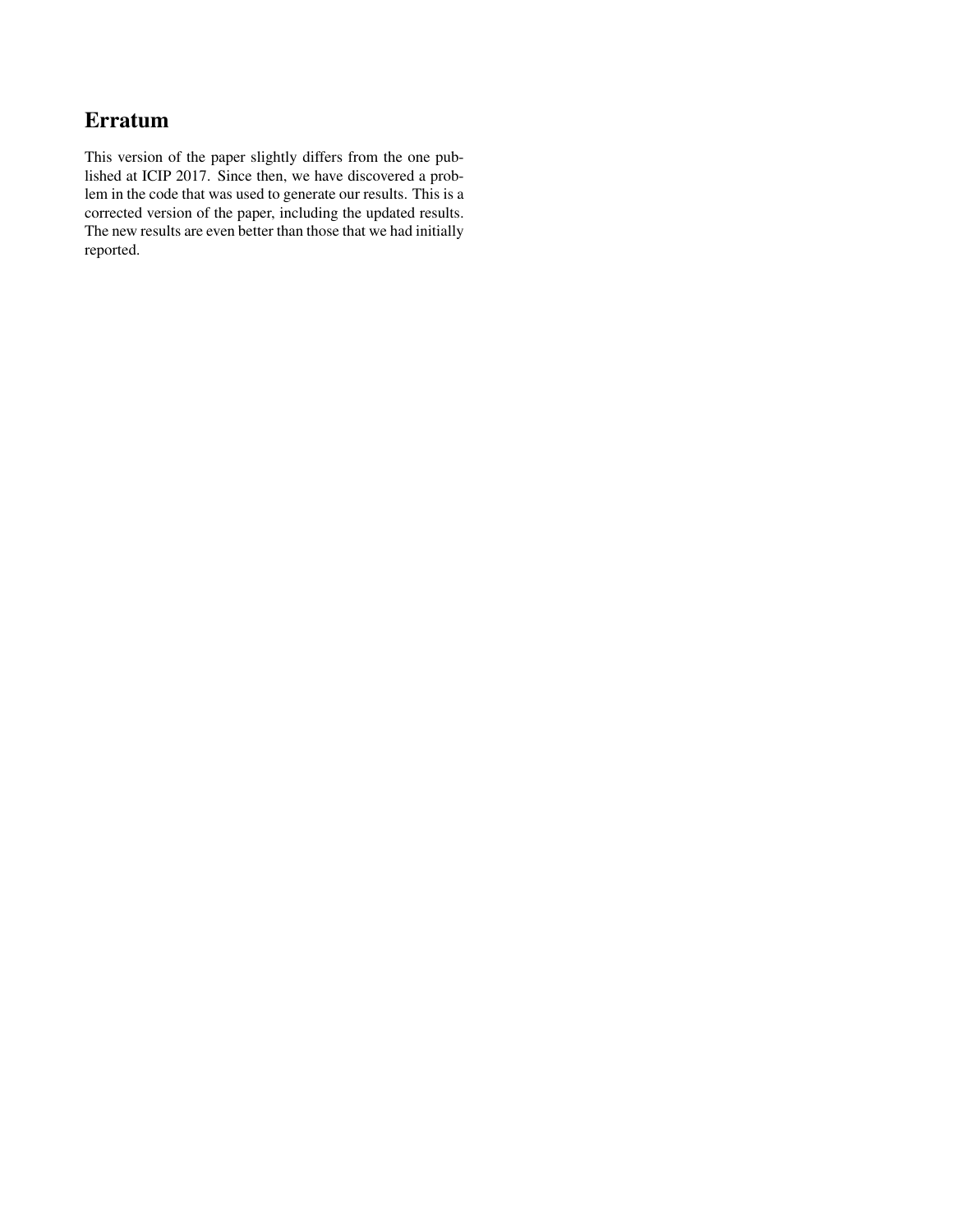## Erratum

This version of the paper slightly differs from the one published at ICIP 2017. Since then, we have discovered a problem in the code that was used to generate our results. This is a corrected version of the paper, including the updated results. The new results are even better than those that we had initially reported.